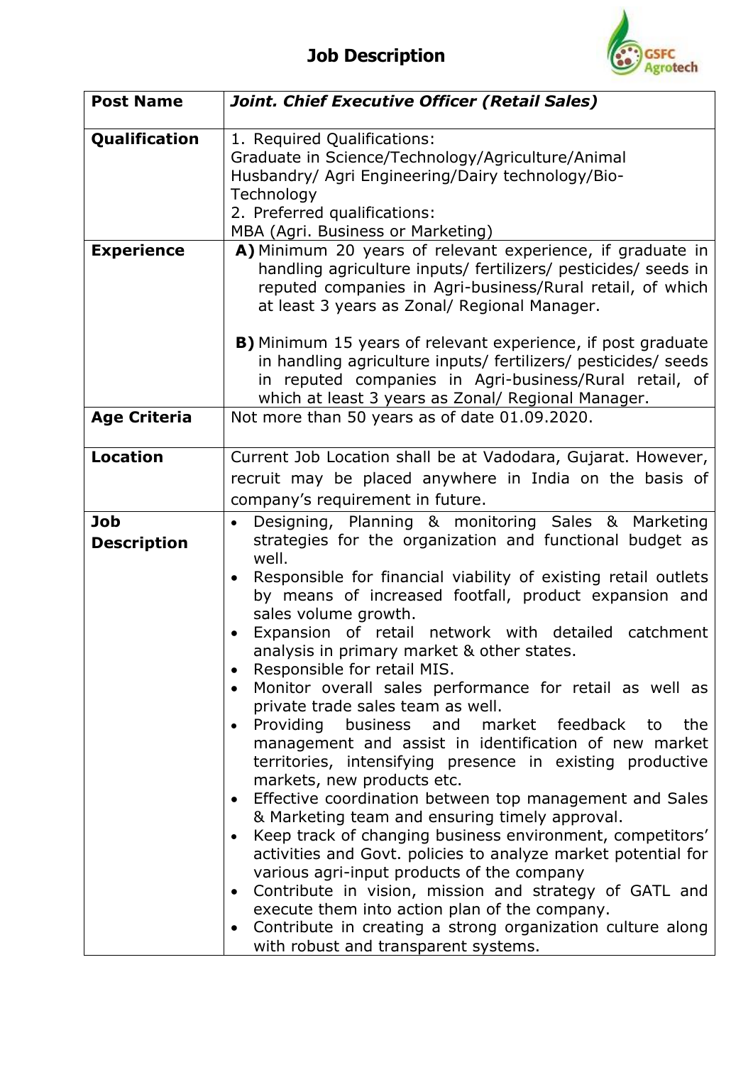# Job Description

| **Post Name** | ***Joint. Chief Executive Officer (Retail Sales)*** |
|---|---|
| **Qualification** | 1. Required Qualifications:<br>Graduate in Science/Technology/Agriculture/Animal Husbandry/ Agri Engineering/Dairy technology/Bio-Technology<br>2. Preferred qualifications:<br>MBA (Agri. Business or Marketing) |
| **Experience** | **A)** Minimum 20 years of relevant experience, if graduate in handling agriculture inputs/ fertilizers/ pesticides/ seeds in reputed companies in Agri-business/Rural retail, of which at least 3 years as Zonal/ Regional Manager.<br><br>**B)** Minimum 15 years of relevant experience, if post graduate in handling agriculture inputs/ fertilizers/ pesticides/ seeds in reputed companies in Agri-business/Rural retail, of which at least 3 years as Zonal/ Regional Manager. |
| **Age Criteria** | Not more than 50 years as of date 01.09.2020. |
| **Location** | Current Job Location shall be at Vadodara, Gujarat. However, recruit may be placed anywhere in India on the basis of company's requirement in future. |
| **Job Description** | • Designing, Planning & monitoring Sales & Marketing strategies for the organization and functional budget as well.<br>• Responsible for financial viability of existing retail outlets by means of increased footfall, product expansion and sales volume growth.<br>• Expansion of retail network with detailed catchment analysis in primary market & other states.<br>• Responsible for retail MIS.<br>• Monitor overall sales performance for retail as well as private trade sales team as well.<br>• Providing business and market feedback to the management and assist in identification of new market territories, intensifying presence in existing productive markets, new products etc.<br>• Effective coordination between top management and Sales & Marketing team and ensuring timely approval.<br>• Keep track of changing business environment, competitors' activities and Govt. policies to analyze market potential for various agri-input products of the company<br>• Contribute in vision, mission and strategy of GATL and execute them into action plan of the company.<br>• Contribute in creating a strong organization culture along with robust and transparent systems. |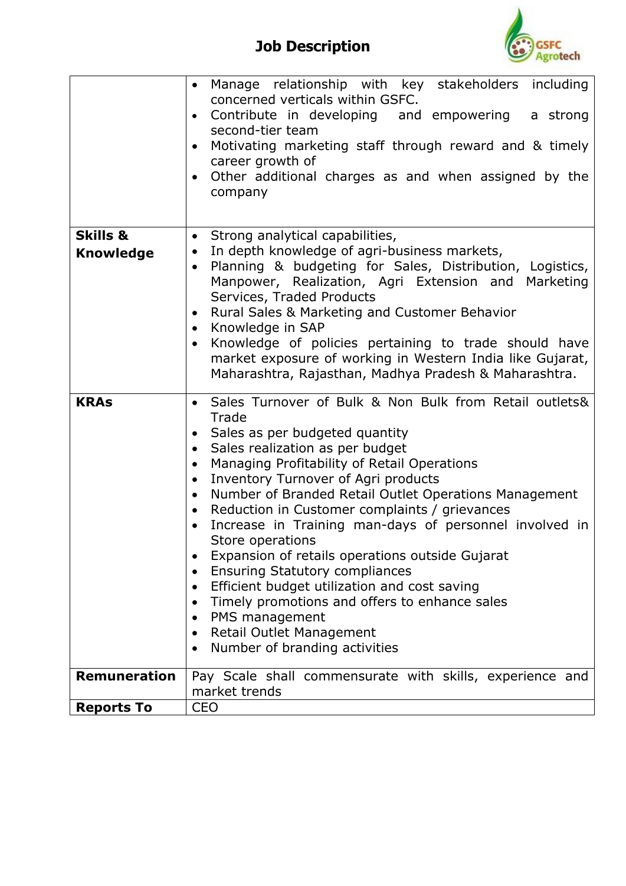# Job Description

| | |
|---|---|
| | • Manage relationship with key stakeholders including concerned verticals within GSFC.<br>• Contribute in developing and empowering a strong second-tier team<br>• Motivating marketing staff through reward and & timely career growth of<br>• Other additional charges as and when assigned by the company |
| **Skills & Knowledge** | • Strong analytical capabilities,<br>• In depth knowledge of agri-business markets,<br>• Planning & budgeting for Sales, Distribution, Logistics, Manpower, Realization, Agri Extension and Marketing Services, Traded Products<br>• Rural Sales & Marketing and Customer Behavior<br>• Knowledge in SAP<br>• Knowledge of policies pertaining to trade should have market exposure of working in Western India like Gujarat, Maharashtra, Rajasthan, Madhya Pradesh & Maharashtra. |
| **KRAs** | • Sales Turnover of Bulk & Non Bulk from Retail outlets& Trade<br>• Sales as per budgeted quantity<br>• Sales realization as per budget<br>• Managing Profitability of Retail Operations<br>• Inventory Turnover of Agri products<br>• Number of Branded Retail Outlet Operations Management<br>• Reduction in Customer complaints / grievances<br>• Increase in Training man-days of personnel involved in Store operations<br>• Expansion of retails operations outside Gujarat<br>• Ensuring Statutory compliances<br>• Efficient budget utilization and cost saving<br>• Timely promotions and offers to enhance sales<br>• PMS management<br>• Retail Outlet Management<br>• Number of branding activities |
| **Remuneration** | Pay Scale shall commensurate with skills, experience and market trends |
| **Reports To** | CEO |